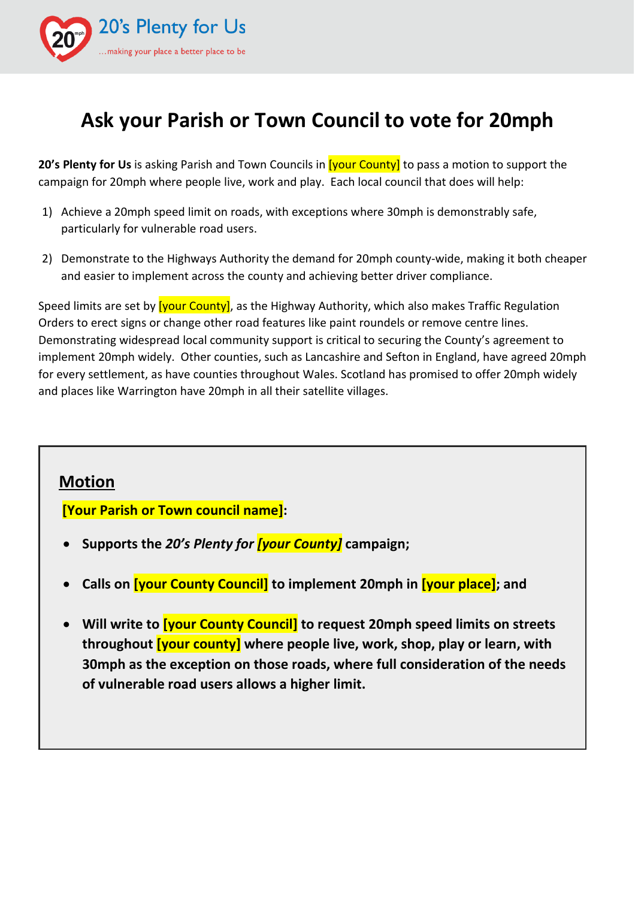20's Plenty for Us

...making your place a better place to be

# Ask your Parish or Town Council to vote for 20mph

**20's Plenty for Us** is asking Parish and Town Councils in [your County] to pass a motion to support the campaign for 20mph where people live, work and play. Each local council that does will help:

1) Achieve a 20mph speed limit on roads, with exceptions where 30mph is demonstrably safe, particularly for vulnerable road users.

2) Demonstrate to the Highways Authority the demand for 20mph county-wide, making it both cheaper and easier to implement across the county and achieving better driver compliance.

Speed limits are set by [your County], as the Highway Authority, which also makes Traffic Regulation Orders to erect signs or change other road features like paint roundels or remove centre lines. Demonstrating widespread local community support is critical to securing the County's agreement to implement 20mph widely. Other counties, such as Lancashire and Sefton in England, have agreed 20mph for every settlement, as have counties throughout Wales. Scotland has promised to offer 20mph widely and places like Warrington have 20mph in all their satellite villages.

## Motion

**[Your Parish or Town council name]:**

- **Supports the *20's Plenty for [your County]* campaign;**
- **Calls on [your County Council] to implement 20mph in [your place]; and**
- **Will write to [your County Council] to request 20mph speed limits on streets throughout [your county] where people live, work, shop, play or learn, with 30mph as the exception on those roads, where full consideration of the needs of vulnerable road users allows a higher limit.**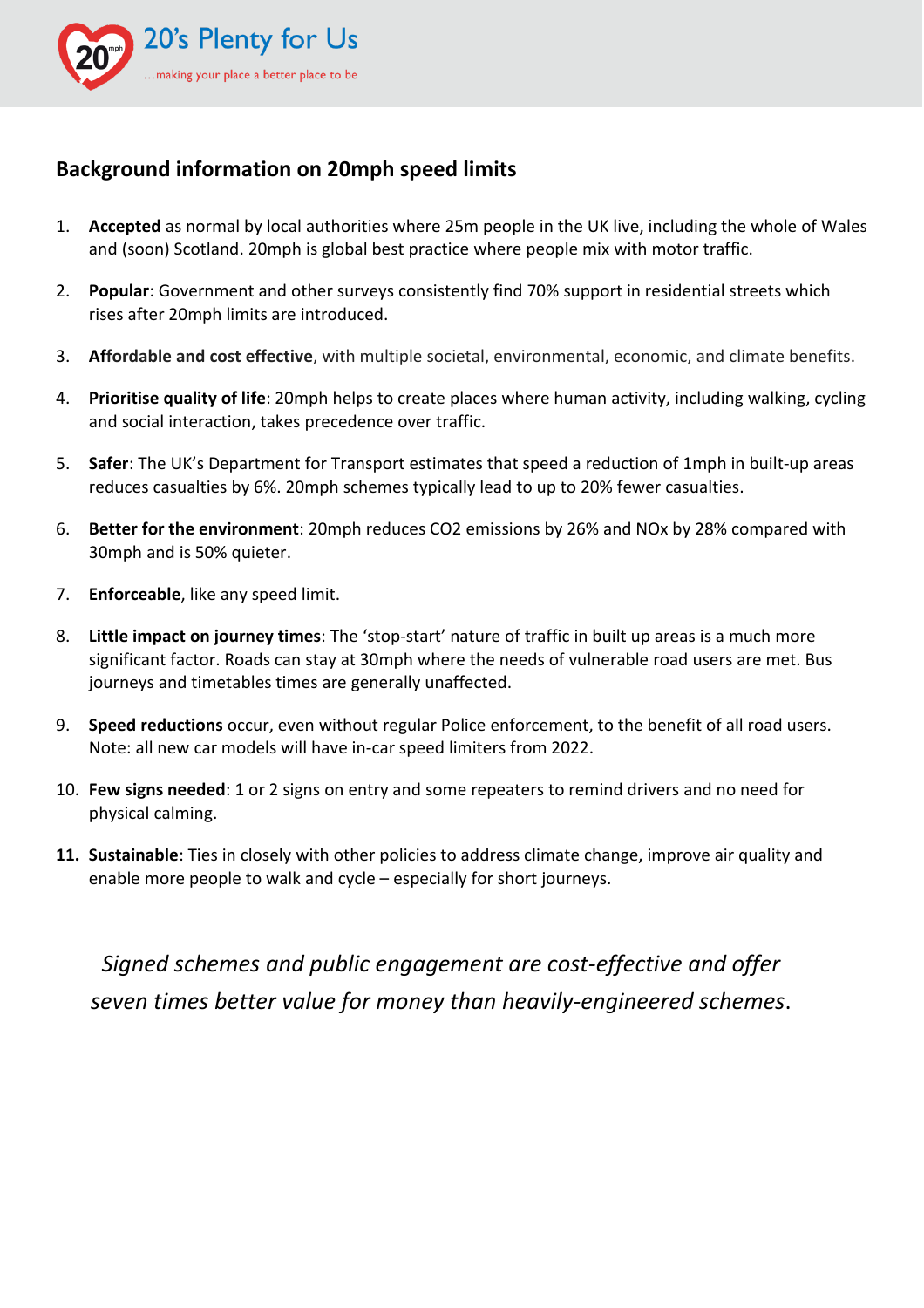## Background information on 20mph speed limits

1. **Accepted** as normal by local authorities where 25m people in the UK live, including the whole of Wales and (soon) Scotland. 20mph is global best practice where people mix with motor traffic.

2. **Popular**: Government and other surveys consistently find 70% support in residential streets which rises after 20mph limits are introduced.

3. **Affordable and cost effective**, with multiple societal, environmental, economic, and climate benefits.

4. **Prioritise quality of life**: 20mph helps to create places where human activity, including walking, cycling and social interaction, takes precedence over traffic.

5. **Safer**: The UK's Department for Transport estimates that speed a reduction of 1mph in built-up areas reduces casualties by 6%. 20mph schemes typically lead to up to 20% fewer casualties.

6. **Better for the environment**: 20mph reduces $CO_2$ emissions by 26% and NOx by 28% compared with 30mph and is 50% quieter.

7. **Enforceable**, like any speed limit.

8. **Little impact on journey times**: The 'stop-start' nature of traffic in built up areas is a much more significant factor. Roads can stay at 30mph where the needs of vulnerable road users are met. Bus journeys and timetables times are generally unaffected.

9. **Speed reductions** occur, even without regular Police enforcement, to the benefit of all road users. Note: all new car models will have in-car speed limiters from 2022.

10. **Few signs needed**: 1 or 2 signs on entry and some repeaters to remind drivers and no need for physical calming.

11. **Sustainable**: Ties in closely with other policies to address climate change, improve air quality and enable more people to walk and cycle – especially for short journeys.

*Signed schemes and public engagement are cost-effective and offer seven times better value for money than heavily-engineered schemes*.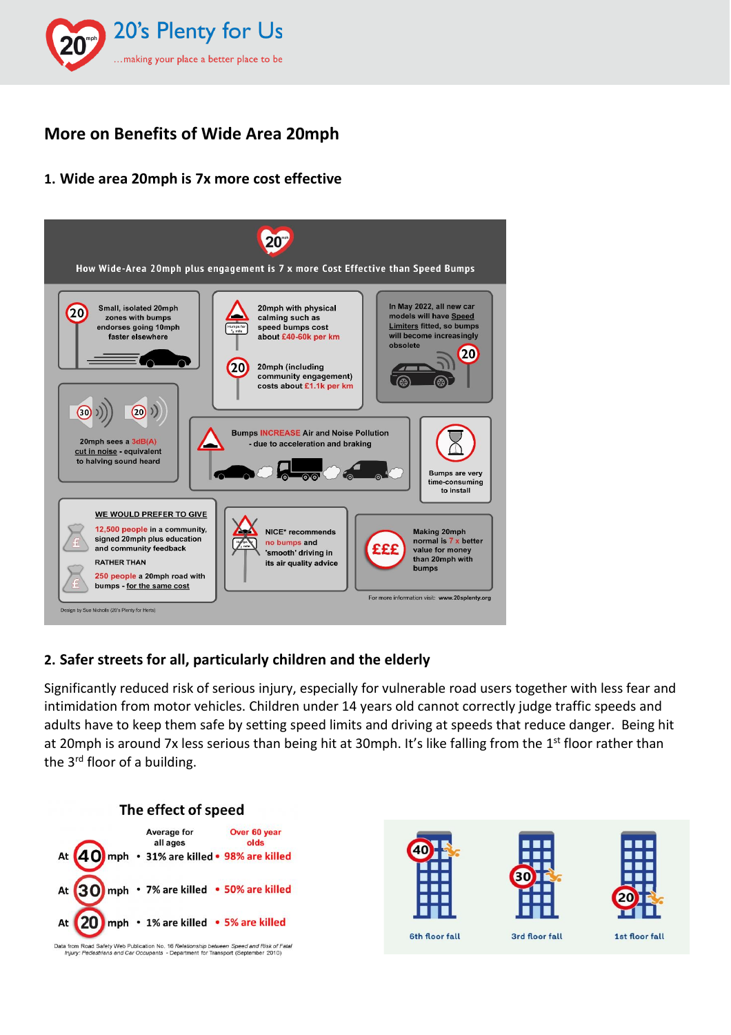## More on Benefits of Wide Area 20mph

### 1. Wide area 20mph is 7x more cost effective

How Wide-Area 20mph plus engagement is 7 x more Cost Effective than Speed Bumps

Small, isolated 20mph zones with bumps endorses going 10mph faster elsewhere

20mph with physical calming such as speed bumps cost about £40-60k per km

20mph (including community engagement) costs about £1.1k per km

In May 2022, all new car models will have Speed Limiters fitted, so bumps will become increasingly obsolete

20mph sees a 3dB(A) cut in noise - equivalent to halving sound heard

Bumps INCREASE Air and Noise Pollution - due to acceleration and braking

Bumps are very time-consuming to install

WE WOULD PREFER TO GIVE

12,500 people in a community, signed 20mph plus education and community feedback

RATHER THAN

250 people a 20mph road with bumps - for the same cost

NICE* recommends no bumps and 'smooth' driving in its air quality advice

Making 20mph normal is 7 x better value for money than 20mph with bumps

For more information visit: www.20splenty.org

Design by Sue Nicholls (20's Plenty for Herts)

### 2. Safer streets for all, particularly children and the elderly

Significantly reduced risk of serious injury, especially for vulnerable road users together with less fear and intimidation from motor vehicles. Children under 14 years old cannot correctly judge traffic speeds and adults have to keep them safe by setting speed limits and driving at speeds that reduce danger. Being hit at 20mph is around 7x less serious than being hit at 30mph. It's like falling from the 1st floor rather than the 3rd floor of a building.

**The effect of speed**

| | Average for all ages | Over 60 year olds |
|---|---|---|
| At 40 mph | 31% are killed | 98% are killed |
| At 30 mph | 7% are killed | 50% are killed |
| At 20 mph | 1% are killed | 5% are killed |

Data from Road Safety Web Publication No. 16 *Relationship between Speed and Risk of Fatal Injury: Pedestrians and Car Occupants* - Department for Transport (September 2010)

40 – 6th floor fall | 30 – 3rd floor fall | 20 – 1st floor fall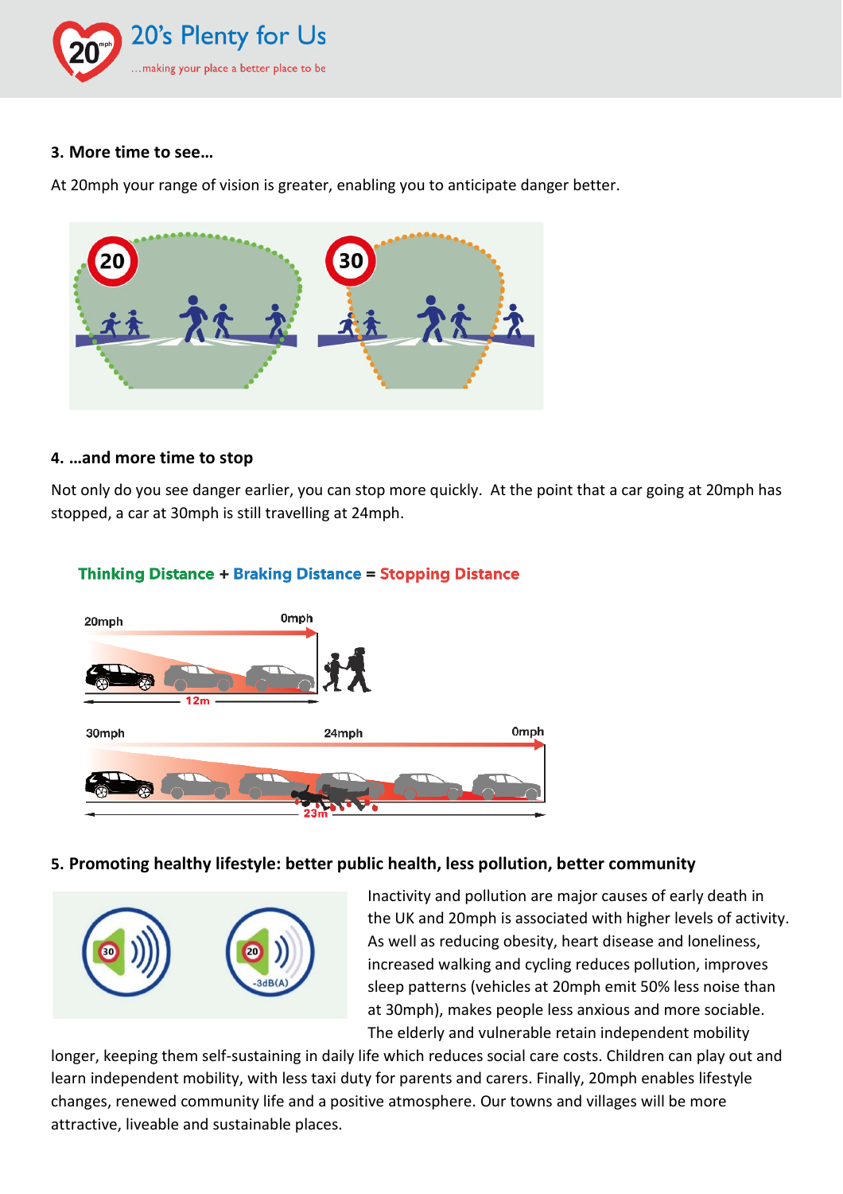### 3. More time to see…

At 20mph your range of vision is greater, enabling you to anticipate danger better.

### 4. …and more time to stop

Not only do you see danger earlier, you can stop more quickly. At the point that a car going at 20mph has stopped, a car at 30mph is still travelling at 24mph.

**Thinking Distance + Braking Distance = Stopping Distance**

### 5. Promoting healthy lifestyle: better public health, less pollution, better community

Inactivity and pollution are major causes of early death in the UK and 20mph is associated with higher levels of activity. As well as reducing obesity, heart disease and loneliness, increased walking and cycling reduces pollution, improves sleep patterns (vehicles at 20mph emit 50% less noise than at 30mph), makes people less anxious and more sociable. The elderly and vulnerable retain independent mobility longer, keeping them self-sustaining in daily life which reduces social care costs. Children can play out and learn independent mobility, with less taxi duty for parents and carers. Finally, 20mph enables lifestyle changes, renewed community life and a positive atmosphere. Our towns and villages will be more attractive, liveable and sustainable places.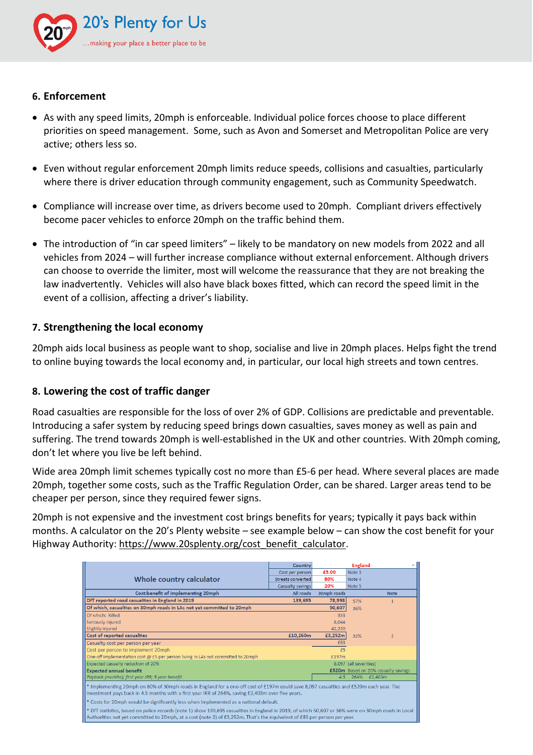## 6. Enforcement

- As with any speed limits, 20mph is enforceable. Individual police forces choose to place different priorities on speed management. Some, such as Avon and Somerset and Metropolitan Police are very active; others less so.
- Even without regular enforcement 20mph limits reduce speeds, collisions and casualties, particularly where there is driver education through community engagement, such as Community Speedwatch.
- Compliance will increase over time, as drivers become used to 20mph. Compliant drivers effectively become pacer vehicles to enforce 20mph on the traffic behind them.
- The introduction of "in car speed limiters" – likely to be mandatory on new models from 2022 and all vehicles from 2024 – will further increase compliance without external enforcement. Although drivers can choose to override the limiter, most will welcome the reassurance that they are not breaking the law inadvertently. Vehicles will also have black boxes fitted, which can record the speed limit in the event of a collision, affecting a driver's liability.

## 7. Strengthening the local economy

20mph aids local business as people want to shop, socialise and live in 20mph places. Helps fight the trend to online buying towards the local economy and, in particular, our local high streets and town centres.

## 8. Lowering the cost of traffic danger

Road casualties are responsible for the loss of over 2% of GDP. Collisions are predictable and preventable. Introducing a safer system by reducing speed brings down casualties, saves money as well as pain and suffering. The trend towards 20mph is well-established in the UK and other countries. With 20mph coming, don't let where you live be left behind.

Wide area 20mph limit schemes typically cost no more than £5-6 per head. Where several places are made 20mph, together some costs, such as the Traffic Regulation Order, can be shared. Larger areas tend to be cheaper per person, since they required fewer signs.

20mph is not expensive and the investment cost brings benefits for years; typically it pays back within months. A calculator on the 20's Plenty website – see example below – can show the cost benefit for your Highway Authority: https://www.20splenty.org/cost_benefit_calculator.

| Whole country calculator | Country | England | |
|---|---|---|---|
| | Cost per person | £5.00 | Note 3 |
| | Streets converted | 80% | Note 4 |
| | Casualty savings | 20% | Note 5 |

| Cost:benefit of implementing 20mph | All roads | 30mph roads | | Note |
|---|---|---|---|---|
| DfT reported road casualties in England in 2019 | 139,695 | 78,998 | 57% | 1 |
| Of which, casualties on 30mph roads in LAs not yet committed to 20mph | | 50,607 | 36% | |
| Of which: Killed | | 333 | | |
| Seriously injured | | 8,044 | | |
| Slightly injured | | 42,230 | | |
| Cost of reported casualties | £10,260m | £3,252m | 32% | 2 |
| Casualty cost per person per year | | £83 | | |
| Cost per person to implement 20mph | | £5 | | |
| One-off implementation cost @ £5 per person living in LAs not committed to 20mph | | £197m | | |
| Expected casualty reduction of 20% | | 8,097 | (all severities) | |
| Expected annual benefit | | £520m | Based on 20% casualty savings | |
| *Payback (months); first year IRR; 5 year benefit* | | 4.5 | 264% | £2,403m |

\* Implementing 20mph on 80% of 30mph roads in England for a one-off cost of £197m could save 8,097 casualties and £520m each year. The investment pays back in 4.5 months with a first year IRR of 264%, saving £2,403m over five years.

\* Costs for 20mph would be significantly less when implemented as a national default.

\* DfT statistics, based on police records (note 1) show 139,695 casualties in England in 2019, of which 50,607 or 36% were on 30mph roads in Local Authorities not yet committed to 20mph, at a cost (note 2) of £3,252m. That's the equivalent of £83 per person per year.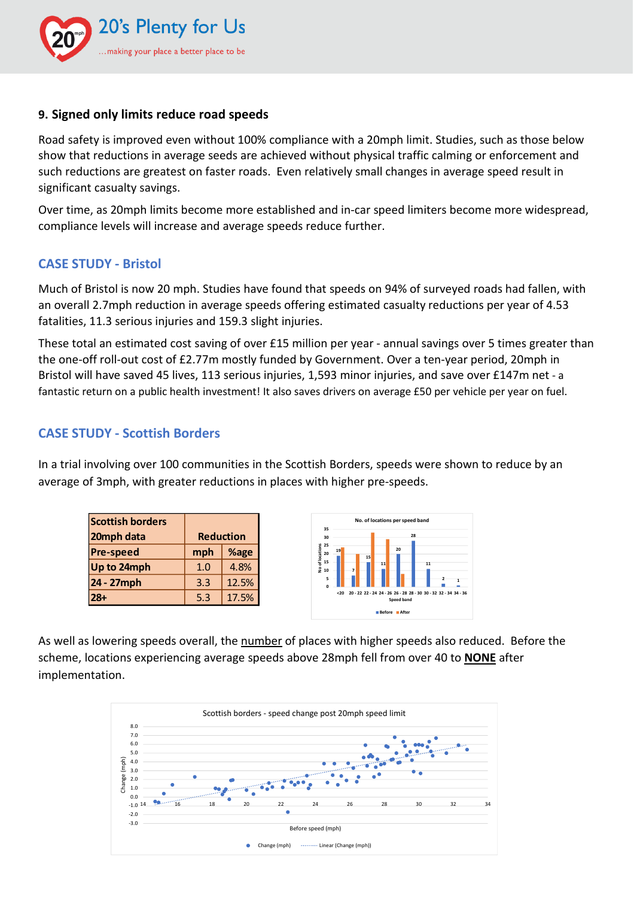## 9. Signed only limits reduce road speeds

Road safety is improved even without 100% compliance with a 20mph limit. Studies, such as those below show that reductions in average seeds are achieved without physical traffic calming or enforcement and such reductions are greatest on faster roads. Even relatively small changes in average speed result in significant casualty savings.

Over time, as 20mph limits become more established and in-car speed limiters become more widespread, compliance levels will increase and average speeds reduce further.

### CASE STUDY - Bristol

Much of Bristol is now 20 mph. Studies have found that speeds on 94% of surveyed roads had fallen, with an overall 2.7mph reduction in average speeds offering estimated casualty reductions per year of 4.53 fatalities, 11.3 serious injuries and 159.3 slight injuries.

These total an estimated cost saving of over £15 million per year - annual savings over 5 times greater than the one-off roll-out cost of £2.77m mostly funded by Government. Over a ten-year period, 20mph in Bristol will have saved 45 lives, 113 serious injuries, 1,593 minor injuries, and save over £147m net - a fantastic return on a public health investment! It also saves drivers on average £50 per vehicle per year on fuel.

### CASE STUDY - Scottish Borders

In a trial involving over 100 communities in the Scottish Borders, speeds were shown to reduce by an average of 3mph, with greater reductions in places with higher pre-speeds.

| Scottish borders 20mph data | Reduction | |
|---|---|---|
| Pre-speed | mph | %age |
| Up to 24mph | 1.0 | 4.8% |
| 24 - 27mph | 3.3 | 12.5% |
| 28+ | 5.3 | 17.5% |

No. of locations per speed band

| Speed band | Before | After |
|---|---|---|
| <20 | 15 | 19 |
| 20 - 22 | 5 | 7 |
| 22 - 24 | 11 | 15 |
| 24 - 26 | 8 | 11 |
| 26 - 28 | 15 | 20 |
| 28 - 30 | 28 | |
| 30 - 32 | 11 | |
| 32 - 34 | 2 | |
| 34 - 36 | 1 | |

As well as lowering speeds overall, the number of places with higher speeds also reduced. Before the scheme, locations experiencing average speeds above 28mph fell from over 40 to **NONE** after implementation.

Scottish borders - speed change post 20mph speed limit (Change (mph) vs Before speed (mph); Change (mph), Linear (Change (mph)))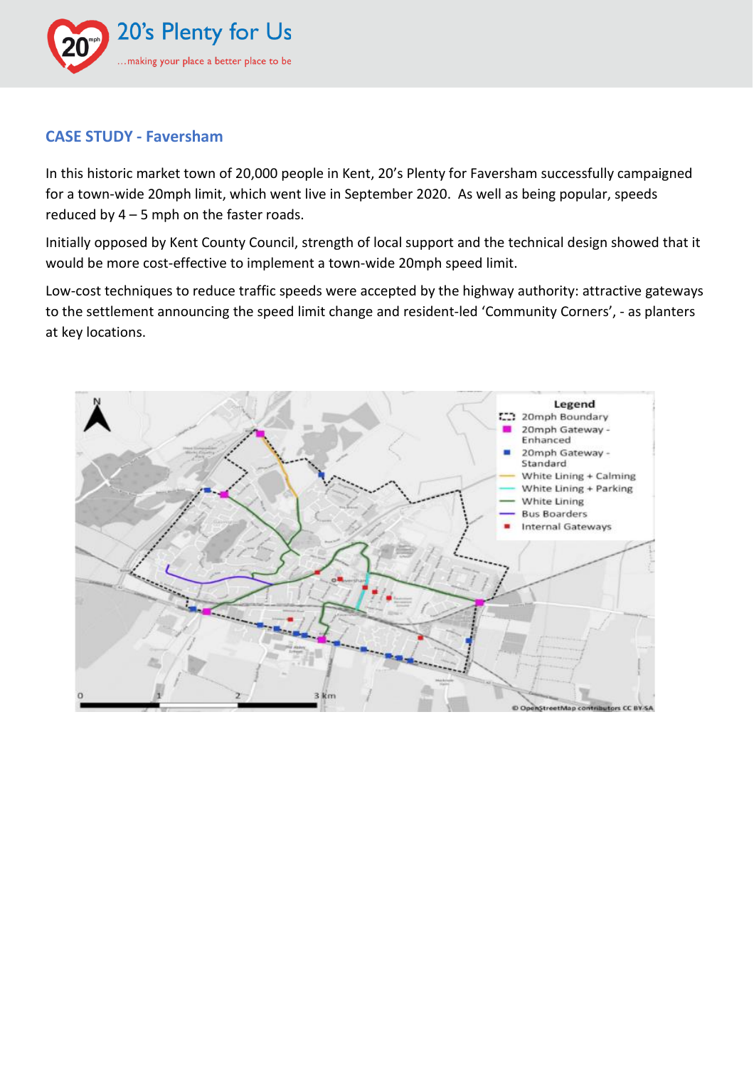## CASE STUDY - Faversham

In this historic market town of 20,000 people in Kent, 20's Plenty for Faversham successfully campaigned for a town-wide 20mph limit, which went live in September 2020. As well as being popular, speeds reduced by 4 – 5 mph on the faster roads.

Initially opposed by Kent County Council, strength of local support and the technical design showed that it would be more cost-effective to implement a town-wide 20mph speed limit.

Low-cost techniques to reduce traffic speeds were accepted by the highway authority: attractive gateways to the settlement announcing the speed limit change and resident-led 'Community Corners', - as planters at key locations.

Legend
20mph Boundary
20mph Gateway - Enhanced
20mph Gateway - Standard
White Lining + Calming
White Lining + Parking
White Lining
Bus Boarders
Internal Gateways

N

0
1
2
3 km

© OpenStreetMap contributors CC BY-SA